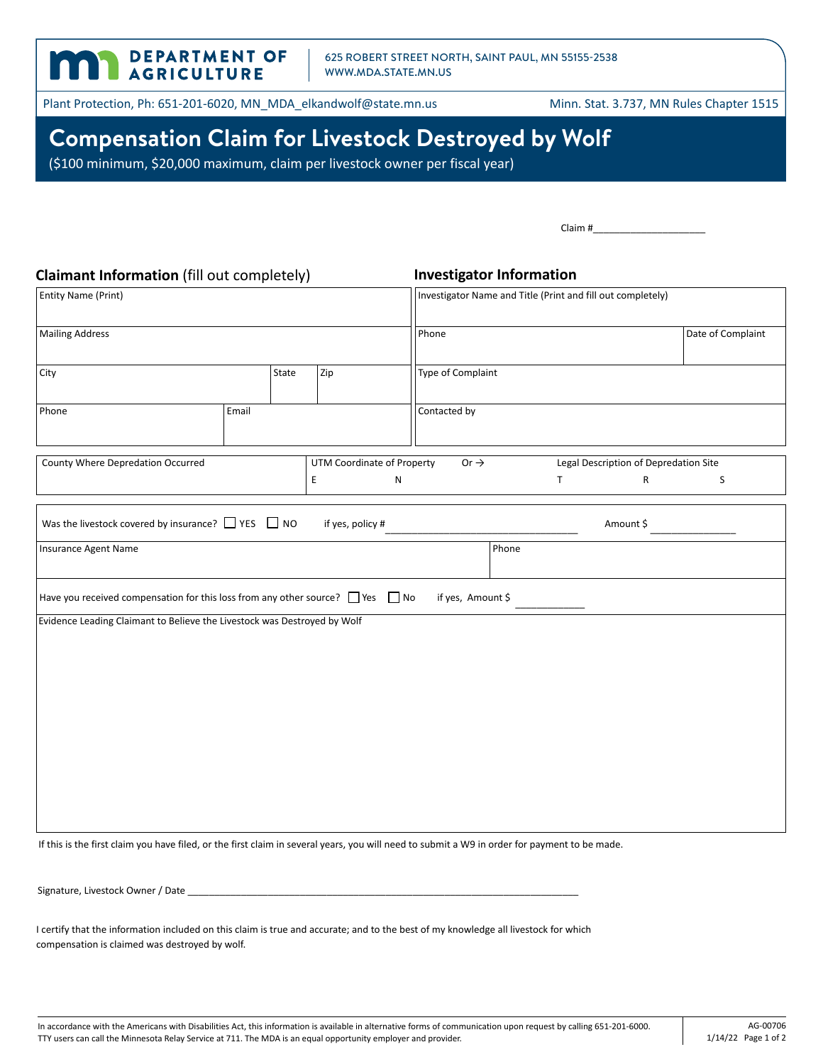DEPARTMENT OF AGRICULTURE

625 ROBERT STREET NORTH, SAINT PAUL, MN 55155-2538
WWW.MDA.STATE.MN.US

Plant Protection, Ph: 651-201-6020, MN_MDA_elkandwolf@state.mn.us

Minn. Stat. 3.737, MN Rules Chapter 1515

# Compensation Claim for Livestock Destroyed by Wolf

($100 minimum, $20,000 maximum, claim per livestock owner per fiscal year)

Claim #_____________________

## Claimant Information (fill out completely)

| Entity Name (Print) | | |
|---|---|---|
| Mailing Address | | |
| City | State | Zip |
| Phone | Email | |

## Investigator Information

| Investigator Name and Title (Print and fill out completely) | |
|---|---|
| Phone | Date of Complaint |
| Type of Complaint | |
| Contacted by | |

| County Where Depredation Occurred | UTM Coordinate of Property Or → | Legal Description of Depredation Site |
|---|---|---|
| | E N | T R S |

Was the livestock covered by insurance? ☐ YES ☐ NO if yes, policy # ________________________________ Amount $ _______________

| Insurance Agent Name | Phone |
|---|---|
| | |

Have you received compensation for this loss from any other source? ☐ Yes ☐ No if yes, Amount $ ____________

Evidence Leading Claimant to Believe the Livestock was Destroyed by Wolf

If this is the first claim you have filed, or the first claim in several years, you will need to submit a W9 in order for payment to be made.

Signature, Livestock Owner / Date ________________________________________________________________________

I certify that the information included on this claim is true and accurate; and to the best of my knowledge all livestock for which compensation is claimed was destroyed by wolf.

In accordance with the Americans with Disabilities Act, this information is available in alternative forms of communication upon request by calling 651-201-6000. TTY users can call the Minnesota Relay Service at 711. The MDA is an equal opportunity employer and provider.

AG-00706
1/14/22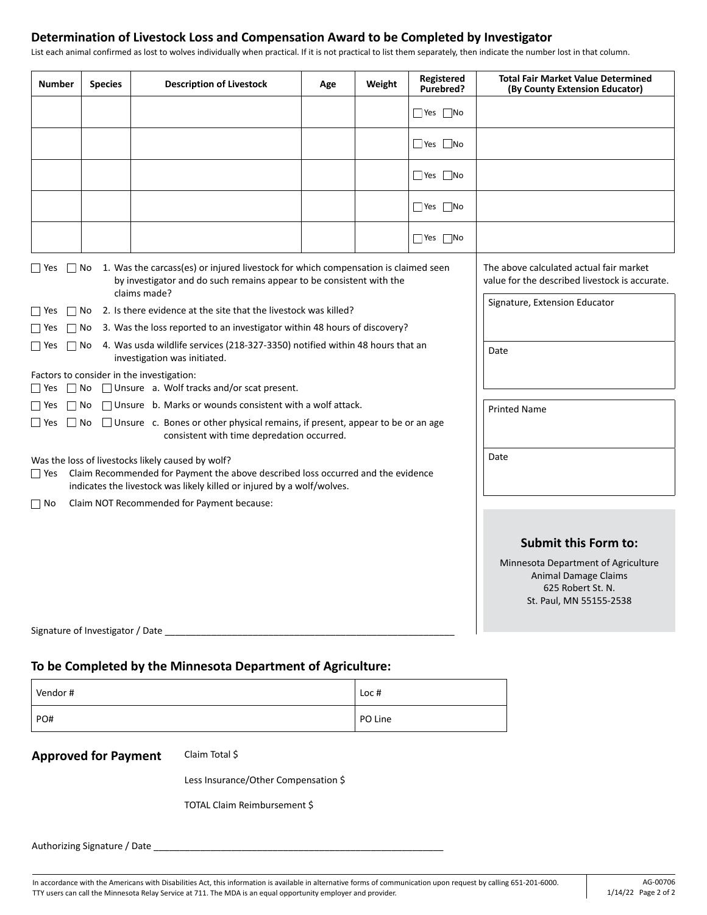## Determination of Livestock Loss and Compensation Award to be Completed by Investigator

List each animal confirmed as lost to wolves individually when practical. If it is not practical to list them separately, then indicate the number lost in that column.

| Number | Species | Description of Livestock | Age | Weight | Registered Purebred? | Total Fair Market Value Determined (By County Extension Educator) |
|---|---|---|---|---|---|---|
| | | | | | ☐ Yes ☐ No | |
| | | | | | ☐ Yes ☐ No | |
| | | | | | ☐ Yes ☐ No | |
| | | | | | ☐ Yes ☐ No | |
| | | | | | ☐ Yes ☐ No | |

☐ Yes ☐ No 1. Was the carcass(es) or injured livestock for which compensation is claimed seen by investigator and do such remains appear to be consistent with the claims made?

☐ Yes ☐ No 2. Is there evidence at the site that the livestock was killed?

☐ Yes ☐ No 3. Was the loss reported to an investigator within 48 hours of discovery?

☐ Yes ☐ No 4. Was usda wildlife services (218-327-3350) notified within 48 hours that an investigation was initiated.

Factors to consider in the investigation:

☐ Yes ☐ No ☐ Unsure a. Wolf tracks and/or scat present.

☐ Yes ☐ No ☐ Unsure b. Marks or wounds consistent with a wolf attack.

☐ Yes ☐ No ☐ Unsure c. Bones or other physical remains, if present, appear to be or an age consistent with time depredation occurred.

Was the loss of livestocks likely caused by wolf?

☐ Yes Claim Recommended for Payment the above described loss occurred and the evidence indicates the livestock was likely killed or injured by a wolf/wolves.

☐ No Claim NOT Recommended for Payment because:

Signature of Investigator / Date ______________________________

The above calculated actual fair market value for the described livestock is accurate.

Signature, Extension Educator

Date

Printed Name

Date

### Submit this Form to:

Minnesota Department of Agriculture
Animal Damage Claims
625 Robert St. N.
St. Paul, MN 55155-2538

## To be Completed by the Minnesota Department of Agriculture:

| | |
|---|---|
| Vendor # | Loc # |
| PO# | PO Line |

**Approved for Payment**

Claim Total $

Less Insurance/Other Compensation $

TOTAL Claim Reimbursement $

Authorizing Signature / Date ______________________________

In accordance with the Americans with Disabilities Act, this information is available in alternative forms of communication upon request by calling 651-201-6000. TTY users can call the Minnesota Relay Service at 711. The MDA is an equal opportunity employer and provider.

AG-00706
1/14/22